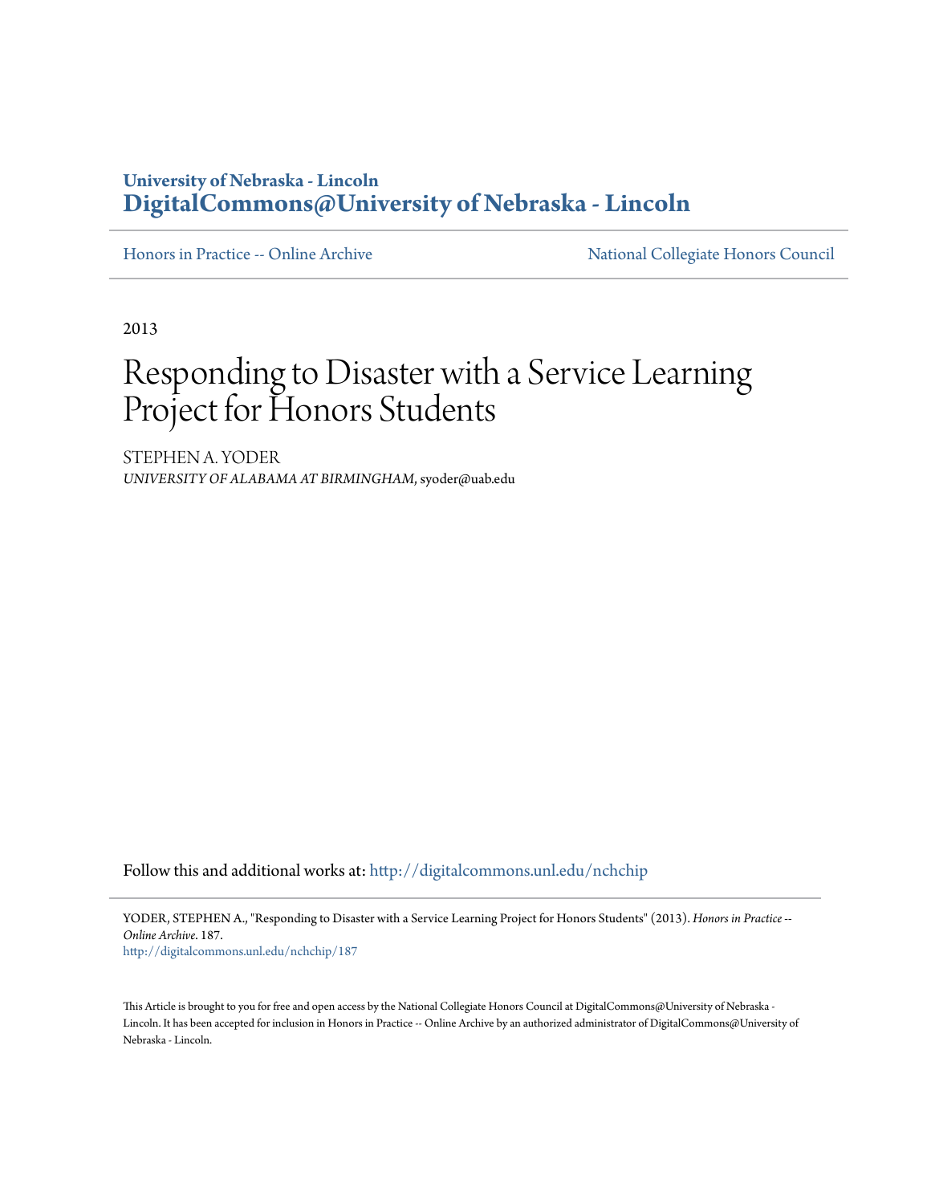**University of Nebraska - Lincoln**
**DigitalCommons@University of Nebraska - Lincoln**

Honors in Practice -- Online Archive | National Collegiate Honors Council

2013

# Responding to Disaster with a Service Learning Project for Honors Students

STEPHEN A. YODER
*UNIVERSITY OF ALABAMA AT BIRMINGHAM*, syoder@uab.edu

Follow this and additional works at: http://digitalcommons.unl.edu/nchchip

YODER, STEPHEN A., "Responding to Disaster with a Service Learning Project for Honors Students" (2013). *Honors in Practice -- Online Archive*. 187.
http://digitalcommons.unl.edu/nchchip/187

This Article is brought to you for free and open access by the National Collegiate Honors Council at DigitalCommons@University of Nebraska - Lincoln. It has been accepted for inclusion in Honors in Practice -- Online Archive by an authorized administrator of DigitalCommons@University of Nebraska - Lincoln.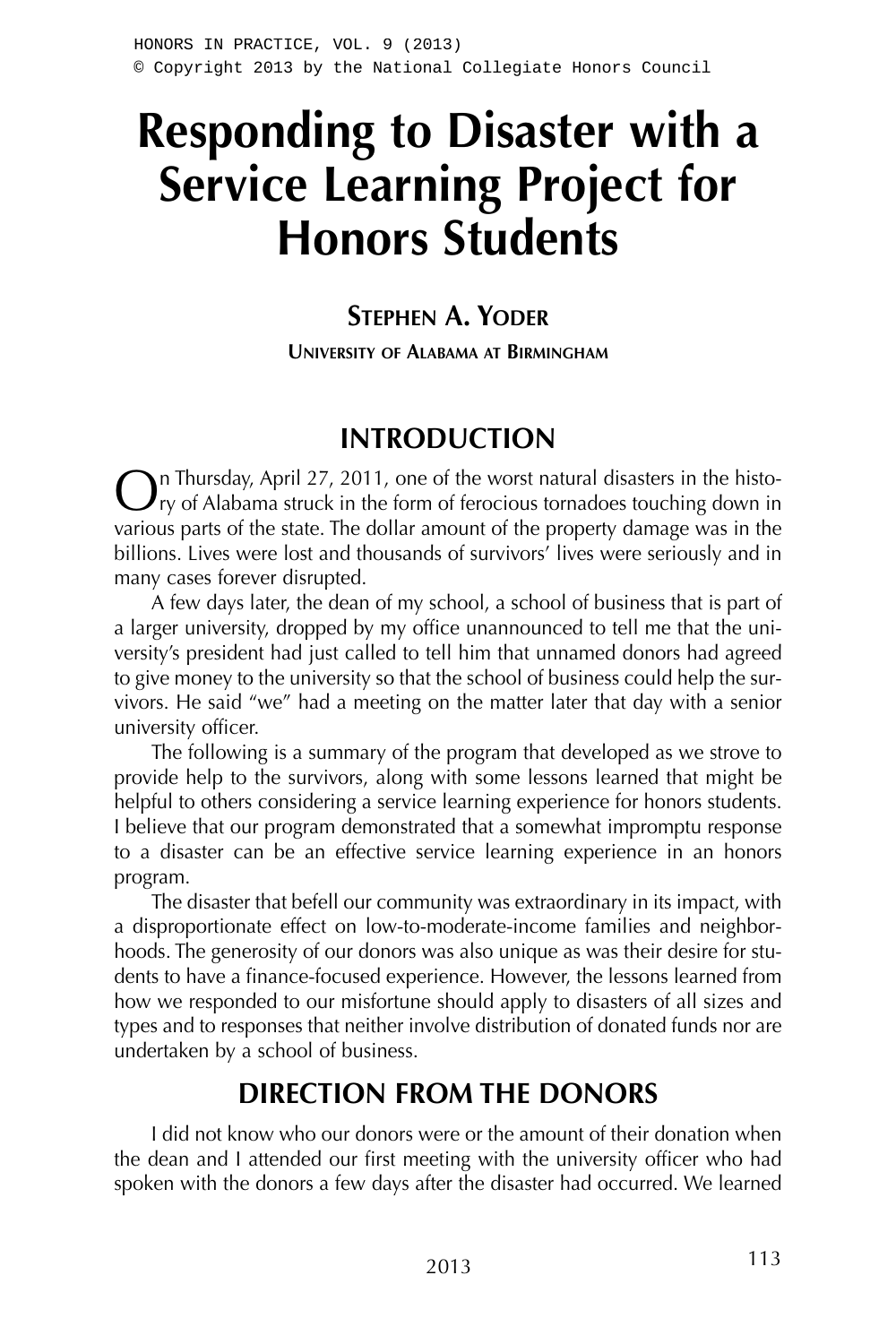# Responding to Disaster with a Service Learning Project for Honors Students

## STEPHEN A. YODER

**UNIVERSITY OF ALABAMA AT BIRMINGHAM**

## INTRODUCTION

On Thursday, April 27, 2011, one of the worst natural disasters in the history of Alabama struck in the form of ferocious tornadoes touching down in various parts of the state. The dollar amount of the property damage was in the billions. Lives were lost and thousands of survivors' lives were seriously and in many cases forever disrupted.

A few days later, the dean of my school, a school of business that is part of a larger university, dropped by my office unannounced to tell me that the university's president had just called to tell him that unnamed donors had agreed to give money to the university so that the school of business could help the survivors. He said "we" had a meeting on the matter later that day with a senior university officer.

The following is a summary of the program that developed as we strove to provide help to the survivors, along with some lessons learned that might be helpful to others considering a service learning experience for honors students. I believe that our program demonstrated that a somewhat impromptu response to a disaster can be an effective service learning experience in an honors program.

The disaster that befell our community was extraordinary in its impact, with a disproportionate effect on low-to-moderate-income families and neighborhoods. The generosity of our donors was also unique as was their desire for students to have a finance-focused experience. However, the lessons learned from how we responded to our misfortune should apply to disasters of all sizes and types and to responses that neither involve distribution of donated funds nor are undertaken by a school of business.

## DIRECTION FROM THE DONORS

I did not know who our donors were or the amount of their donation when the dean and I attended our first meeting with the university officer who had spoken with the donors a few days after the disaster had occurred. We learned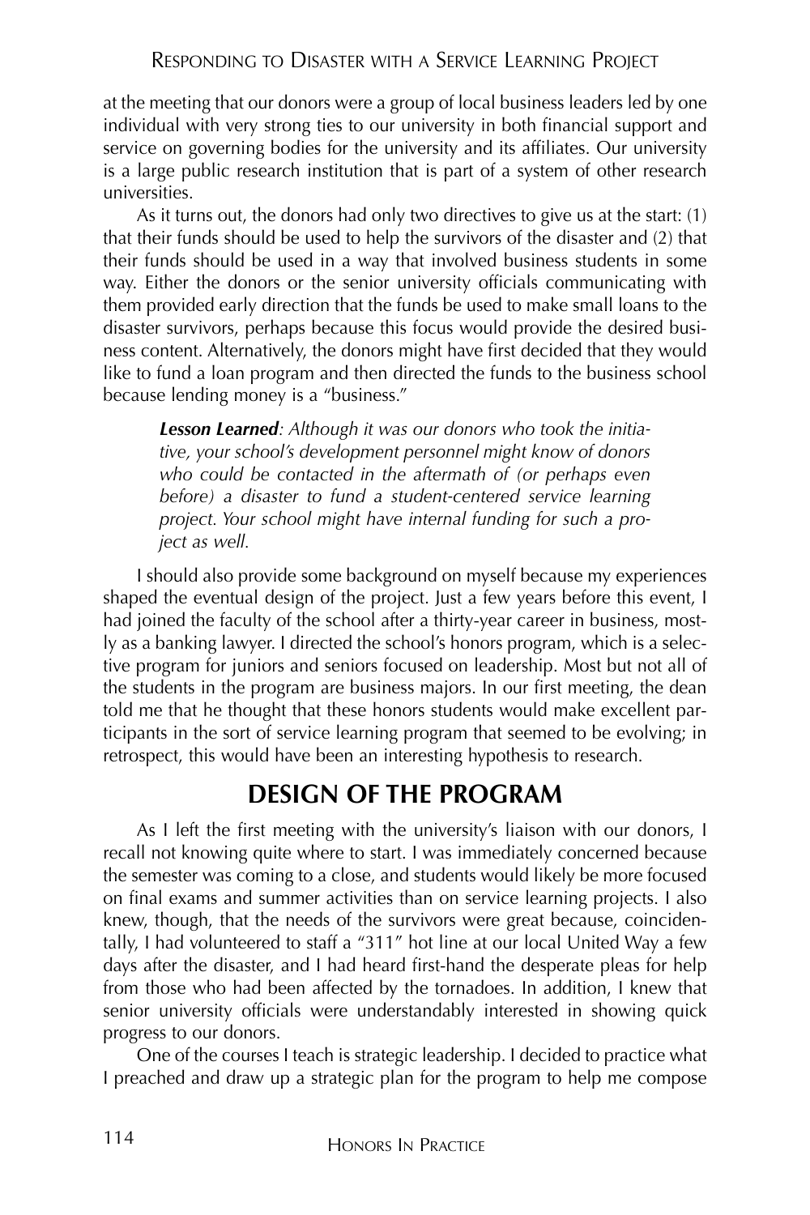at the meeting that our donors were a group of local business leaders led by one individual with very strong ties to our university in both financial support and service on governing bodies for the university and its affiliates. Our university is a large public research institution that is part of a system of other research universities.

As it turns out, the donors had only two directives to give us at the start: (1) that their funds should be used to help the survivors of the disaster and (2) that their funds should be used in a way that involved business students in some way. Either the donors or the senior university officials communicating with them provided early direction that the funds be used to make small loans to the disaster survivors, perhaps because this focus would provide the desired business content. Alternatively, the donors might have first decided that they would like to fund a loan program and then directed the funds to the business school because lending money is a "business."

> ***Lesson Learned****: Although it was our donors who took the initiative, your school's development personnel might know of donors who could be contacted in the aftermath of (or perhaps even before) a disaster to fund a student-centered service learning project. Your school might have internal funding for such a project as well.*

I should also provide some background on myself because my experiences shaped the eventual design of the project. Just a few years before this event, I had joined the faculty of the school after a thirty-year career in business, mostly as a banking lawyer. I directed the school's honors program, which is a selective program for juniors and seniors focused on leadership. Most but not all of the students in the program are business majors. In our first meeting, the dean told me that he thought that these honors students would make excellent participants in the sort of service learning program that seemed to be evolving; in retrospect, this would have been an interesting hypothesis to research.

## DESIGN OF THE PROGRAM

As I left the first meeting with the university's liaison with our donors, I recall not knowing quite where to start. I was immediately concerned because the semester was coming to a close, and students would likely be more focused on final exams and summer activities than on service learning projects. I also knew, though, that the needs of the survivors were great because, coincidentally, I had volunteered to staff a "311" hot line at our local United Way a few days after the disaster, and I had heard first-hand the desperate pleas for help from those who had been affected by the tornadoes. In addition, I knew that senior university officials were understandably interested in showing quick progress to our donors.

One of the courses I teach is strategic leadership. I decided to practice what I preached and draw up a strategic plan for the program to help me compose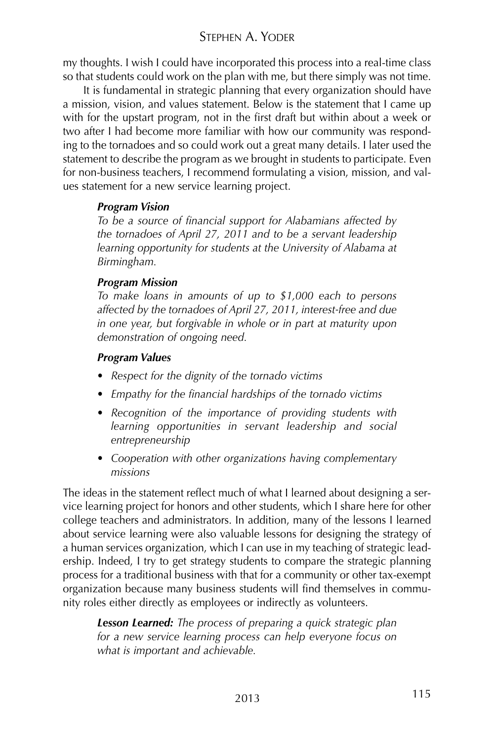my thoughts. I wish I could have incorporated this process into a real-time class so that students could work on the plan with me, but there simply was not time.

It is fundamental in strategic planning that every organization should have a mission, vision, and values statement. Below is the statement that I came up with for the upstart program, not in the first draft but within about a week or two after I had become more familiar with how our community was responding to the tornadoes and so could work out a great many details. I later used the statement to describe the program as we brought in students to participate. Even for non-business teachers, I recommend formulating a vision, mission, and values statement for a new service learning project.

> ***Program Vision***
>
> *To be a source of financial support for Alabamians affected by the tornadoes of April 27, 2011 and to be a servant leadership learning opportunity for students at the University of Alabama at Birmingham.*
>
> ***Program Mission***
>
> *To make loans in amounts of up to $1,000 each to persons affected by the tornadoes of April 27, 2011, interest-free and due in one year, but forgivable in whole or in part at maturity upon demonstration of ongoing need.*
>
> ***Program Values***
>
> - *Respect for the dignity of the tornado victims*
> - *Empathy for the financial hardships of the tornado victims*
> - *Recognition of the importance of providing students with learning opportunities in servant leadership and social entrepreneurship*
> - *Cooperation with other organizations having complementary missions*

The ideas in the statement reflect much of what I learned about designing a service learning project for honors and other students, which I share here for other college teachers and administrators. In addition, many of the lessons I learned about service learning were also valuable lessons for designing the strategy of a human services organization, which I can use in my teaching of strategic leadership. Indeed, I try to get strategy students to compare the strategic planning process for a traditional business with that for a community or other tax-exempt organization because many business students will find themselves in community roles either directly as employees or indirectly as volunteers.

> ***Lesson Learned:*** *The process of preparing a quick strategic plan for a new service learning process can help everyone focus on what is important and achievable.*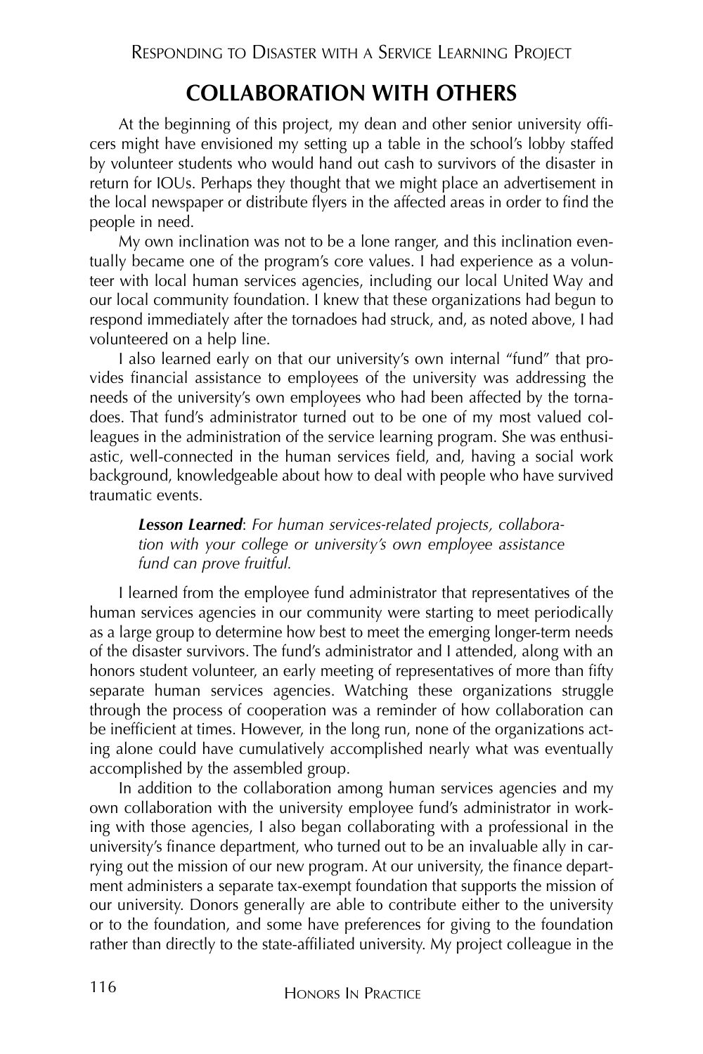## COLLABORATION WITH OTHERS

At the beginning of this project, my dean and other senior university officers might have envisioned my setting up a table in the school's lobby staffed by volunteer students who would hand out cash to survivors of the disaster in return for IOUs. Perhaps they thought that we might place an advertisement in the local newspaper or distribute flyers in the affected areas in order to find the people in need.

My own inclination was not to be a lone ranger, and this inclination eventually became one of the program's core values. I had experience as a volunteer with local human services agencies, including our local United Way and our local community foundation. I knew that these organizations had begun to respond immediately after the tornadoes had struck, and, as noted above, I had volunteered on a help line.

I also learned early on that our university's own internal "fund" that provides financial assistance to employees of the university was addressing the needs of the university's own employees who had been affected by the tornadoes. That fund's administrator turned out to be one of my most valued colleagues in the administration of the service learning program. She was enthusiastic, well-connected in the human services field, and, having a social work background, knowledgeable about how to deal with people who have survived traumatic events.

> ***Lesson Learned***: *For human services-related projects, collaboration with your college or university's own employee assistance fund can prove fruitful.*

I learned from the employee fund administrator that representatives of the human services agencies in our community were starting to meet periodically as a large group to determine how best to meet the emerging longer-term needs of the disaster survivors. The fund's administrator and I attended, along with an honors student volunteer, an early meeting of representatives of more than fifty separate human services agencies. Watching these organizations struggle through the process of cooperation was a reminder of how collaboration can be inefficient at times. However, in the long run, none of the organizations acting alone could have cumulatively accomplished nearly what was eventually accomplished by the assembled group.

In addition to the collaboration among human services agencies and my own collaboration with the university employee fund's administrator in working with those agencies, I also began collaborating with a professional in the university's finance department, who turned out to be an invaluable ally in carrying out the mission of our new program. At our university, the finance department administers a separate tax-exempt foundation that supports the mission of our university. Donors generally are able to contribute either to the university or to the foundation, and some have preferences for giving to the foundation rather than directly to the state-affiliated university. My project colleague in the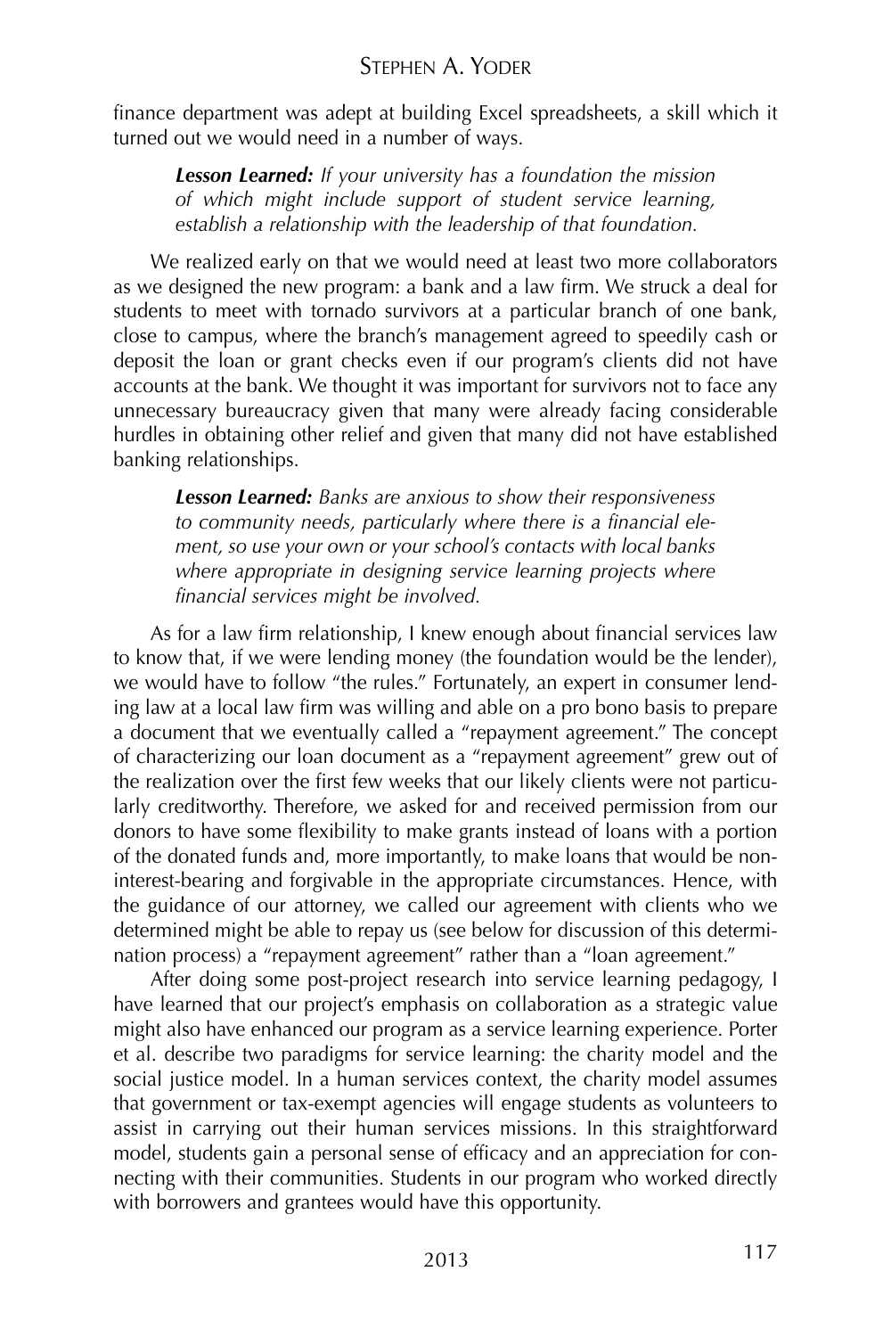finance department was adept at building Excel spreadsheets, a skill which it turned out we would need in a number of ways.

> ***Lesson Learned:*** *If your university has a foundation the mission of which might include support of student service learning, establish a relationship with the leadership of that foundation.*

We realized early on that we would need at least two more collaborators as we designed the new program: a bank and a law firm. We struck a deal for students to meet with tornado survivors at a particular branch of one bank, close to campus, where the branch's management agreed to speedily cash or deposit the loan or grant checks even if our program's clients did not have accounts at the bank. We thought it was important for survivors not to face any unnecessary bureaucracy given that many were already facing considerable hurdles in obtaining other relief and given that many did not have established banking relationships.

> ***Lesson Learned:*** *Banks are anxious to show their responsiveness to community needs, particularly where there is a financial element, so use your own or your school's contacts with local banks where appropriate in designing service learning projects where financial services might be involved.*

As for a law firm relationship, I knew enough about financial services law to know that, if we were lending money (the foundation would be the lender), we would have to follow "the rules." Fortunately, an expert in consumer lending law at a local law firm was willing and able on a pro bono basis to prepare a document that we eventually called a "repayment agreement." The concept of characterizing our loan document as a "repayment agreement" grew out of the realization over the first few weeks that our likely clients were not particularly creditworthy. Therefore, we asked for and received permission from our donors to have some flexibility to make grants instead of loans with a portion of the donated funds and, more importantly, to make loans that would be non-interest-bearing and forgivable in the appropriate circumstances. Hence, with the guidance of our attorney, we called our agreement with clients who we determined might be able to repay us (see below for discussion of this determination process) a "repayment agreement" rather than a "loan agreement."

After doing some post-project research into service learning pedagogy, I have learned that our project's emphasis on collaboration as a strategic value might also have enhanced our program as a service learning experience. Porter et al. describe two paradigms for service learning: the charity model and the social justice model. In a human services context, the charity model assumes that government or tax-exempt agencies will engage students as volunteers to assist in carrying out their human services missions. In this straightforward model, students gain a personal sense of efficacy and an appreciation for connecting with their communities. Students in our program who worked directly with borrowers and grantees would have this opportunity.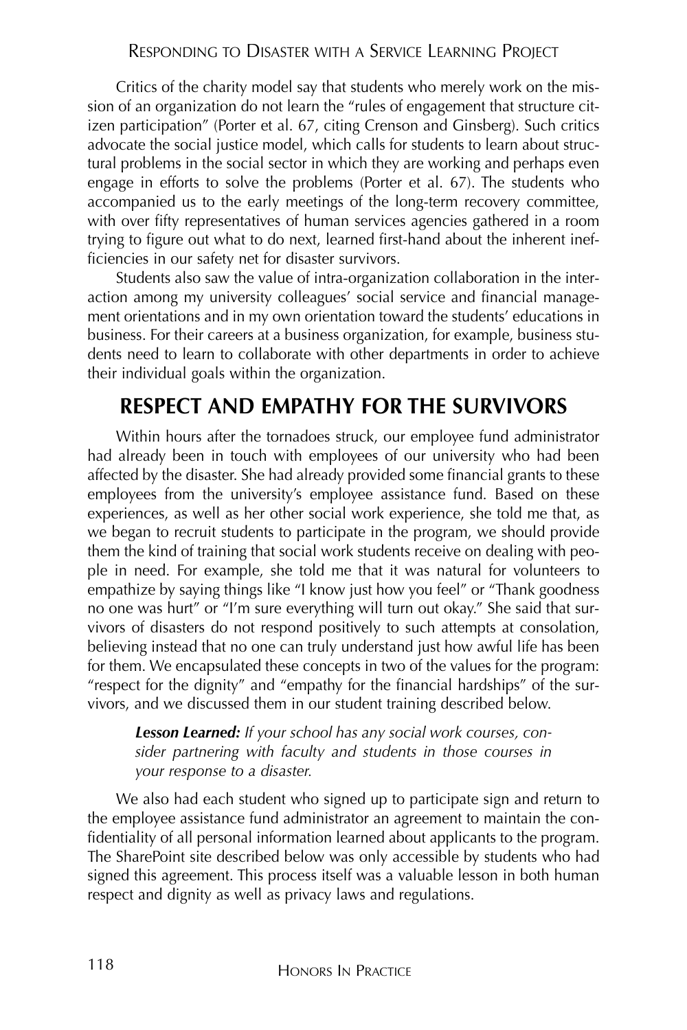Critics of the charity model say that students who merely work on the mission of an organization do not learn the "rules of engagement that structure citizen participation" (Porter et al. 67, citing Crenson and Ginsberg). Such critics advocate the social justice model, which calls for students to learn about structural problems in the social sector in which they are working and perhaps even engage in efforts to solve the problems (Porter et al. 67). The students who accompanied us to the early meetings of the long-term recovery committee, with over fifty representatives of human services agencies gathered in a room trying to figure out what to do next, learned first-hand about the inherent inefficiencies in our safety net for disaster survivors.

Students also saw the value of intra-organization collaboration in the interaction among my university colleagues' social service and financial management orientations and in my own orientation toward the students' educations in business. For their careers at a business organization, for example, business students need to learn to collaborate with other departments in order to achieve their individual goals within the organization.

## RESPECT AND EMPATHY FOR THE SURVIVORS

Within hours after the tornadoes struck, our employee fund administrator had already been in touch with employees of our university who had been affected by the disaster. She had already provided some financial grants to these employees from the university's employee assistance fund. Based on these experiences, as well as her other social work experience, she told me that, as we began to recruit students to participate in the program, we should provide them the kind of training that social work students receive on dealing with people in need. For example, she told me that it was natural for volunteers to empathize by saying things like "I know just how you feel" or "Thank goodness no one was hurt" or "I'm sure everything will turn out okay." She said that survivors of disasters do not respond positively to such attempts at consolation, believing instead that no one can truly understand just how awful life has been for them. We encapsulated these concepts in two of the values for the program: "respect for the dignity" and "empathy for the financial hardships" of the survivors, and we discussed them in our student training described below.

> ***Lesson Learned:*** *If your school has any social work courses, consider partnering with faculty and students in those courses in your response to a disaster.*

We also had each student who signed up to participate sign and return to the employee assistance fund administrator an agreement to maintain the confidentiality of all personal information learned about applicants to the program. The SharePoint site described below was only accessible by students who had signed this agreement. This process itself was a valuable lesson in both human respect and dignity as well as privacy laws and regulations.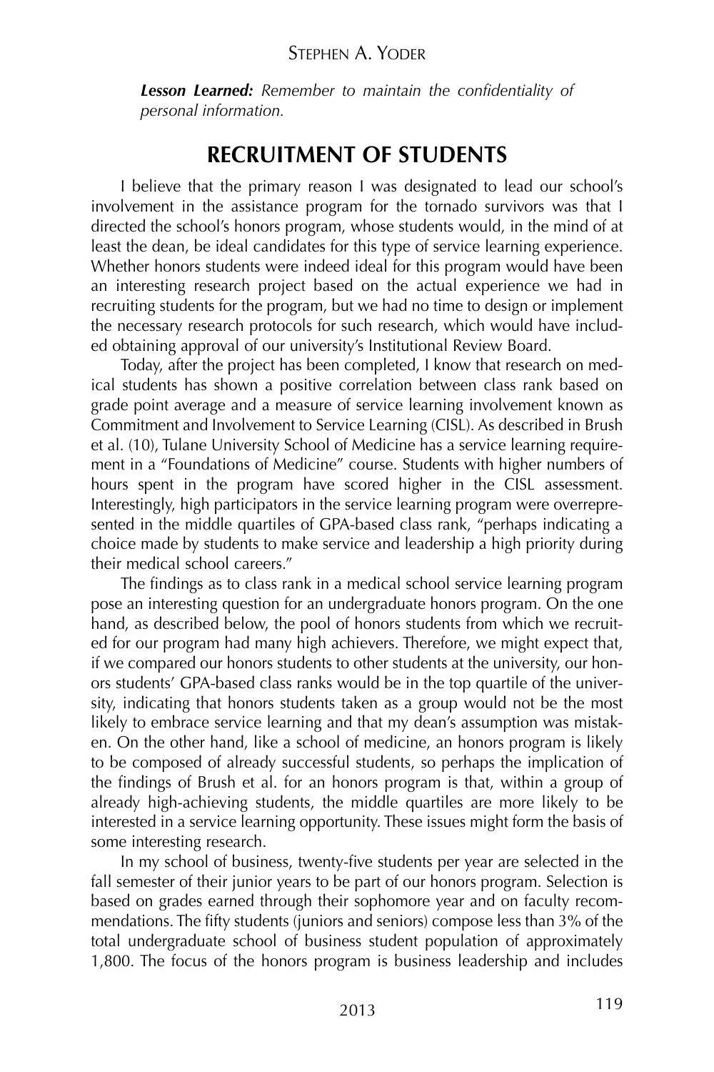*Lesson Learned: Remember to maintain the confidentiality of personal information.*

## RECRUITMENT OF STUDENTS

I believe that the primary reason I was designated to lead our school's involvement in the assistance program for the tornado survivors was that I directed the school's honors program, whose students would, in the mind of at least the dean, be ideal candidates for this type of service learning experience. Whether honors students were indeed ideal for this program would have been an interesting research project based on the actual experience we had in recruiting students for the program, but we had no time to design or implement the necessary research protocols for such research, which would have included obtaining approval of our university's Institutional Review Board.

Today, after the project has been completed, I know that research on medical students has shown a positive correlation between class rank based on grade point average and a measure of service learning involvement known as Commitment and Involvement to Service Learning (CISL). As described in Brush et al. (10), Tulane University School of Medicine has a service learning requirement in a "Foundations of Medicine" course. Students with higher numbers of hours spent in the program have scored higher in the CISL assessment. Interestingly, high participators in the service learning program were overrepresented in the middle quartiles of GPA-based class rank, "perhaps indicating a choice made by students to make service and leadership a high priority during their medical school careers."

The findings as to class rank in a medical school service learning program pose an interesting question for an undergraduate honors program. On the one hand, as described below, the pool of honors students from which we recruited for our program had many high achievers. Therefore, we might expect that, if we compared our honors students to other students at the university, our honors students' GPA-based class ranks would be in the top quartile of the university, indicating that honors students taken as a group would not be the most likely to embrace service learning and that my dean's assumption was mistaken. On the other hand, like a school of medicine, an honors program is likely to be composed of already successful students, so perhaps the implication of the findings of Brush et al. for an honors program is that, within a group of already high-achieving students, the middle quartiles are more likely to be interested in a service learning opportunity. These issues might form the basis of some interesting research.

In my school of business, twenty-five students per year are selected in the fall semester of their junior years to be part of our honors program. Selection is based on grades earned through their sophomore year and on faculty recommendations. The fifty students (juniors and seniors) compose less than 3% of the total undergraduate school of business student population of approximately 1,800. The focus of the honors program is business leadership and includes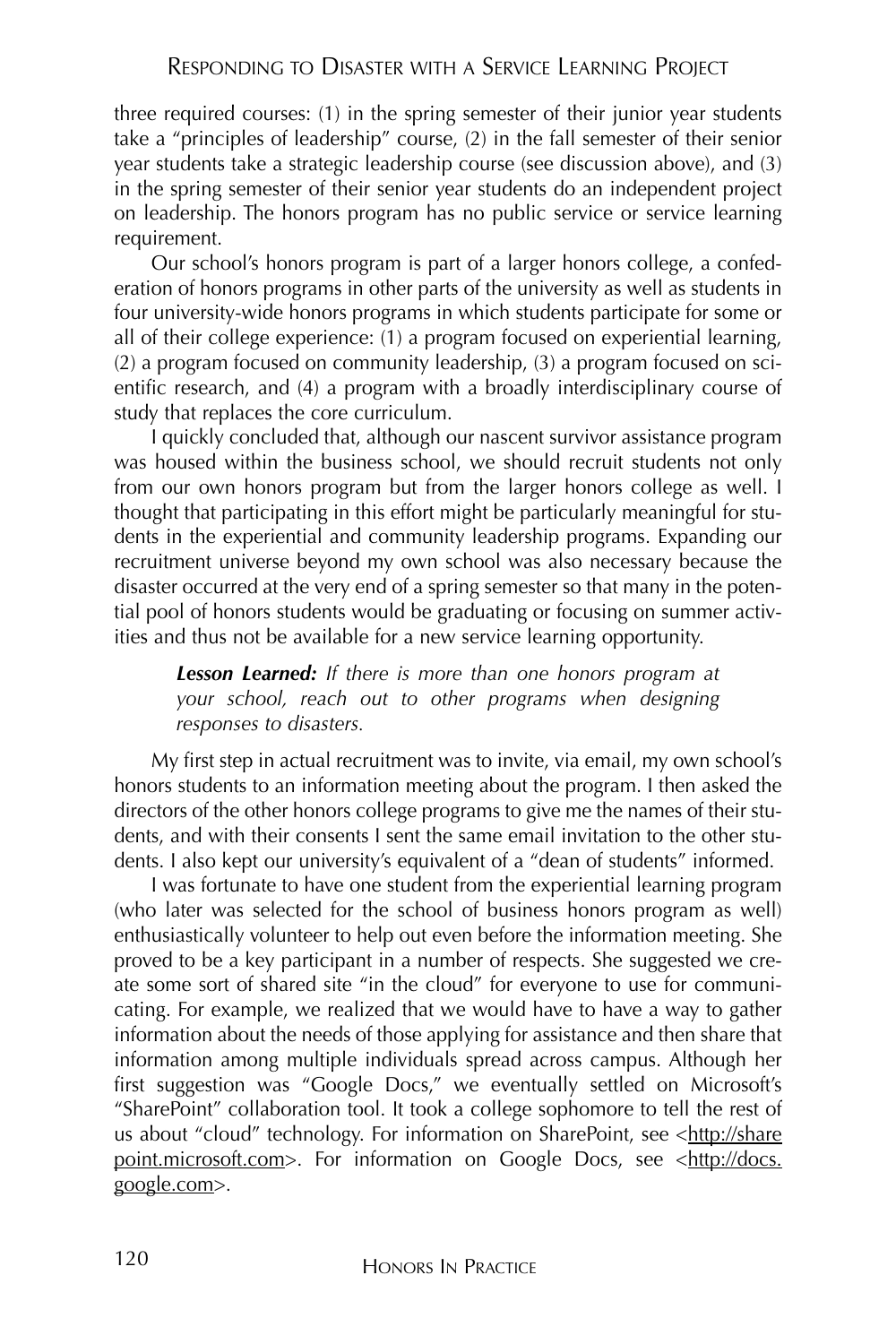three required courses: (1) in the spring semester of their junior year students take a "principles of leadership" course, (2) in the fall semester of their senior year students take a strategic leadership course (see discussion above), and (3) in the spring semester of their senior year students do an independent project on leadership. The honors program has no public service or service learning requirement.

Our school's honors program is part of a larger honors college, a confederation of honors programs in other parts of the university as well as students in four university-wide honors programs in which students participate for some or all of their college experience: (1) a program focused on experiential learning, (2) a program focused on community leadership, (3) a program focused on scientific research, and (4) a program with a broadly interdisciplinary course of study that replaces the core curriculum.

I quickly concluded that, although our nascent survivor assistance program was housed within the business school, we should recruit students not only from our own honors program but from the larger honors college as well. I thought that participating in this effort might be particularly meaningful for students in the experiential and community leadership programs. Expanding our recruitment universe beyond my own school was also necessary because the disaster occurred at the very end of a spring semester so that many in the potential pool of honors students would be graduating or focusing on summer activities and thus not be available for a new service learning opportunity.

> ***Lesson Learned:*** *If there is more than one honors program at your school, reach out to other programs when designing responses to disasters.*

My first step in actual recruitment was to invite, via email, my own school's honors students to an information meeting about the program. I then asked the directors of the other honors college programs to give me the names of their students, and with their consents I sent the same email invitation to the other students. I also kept our university's equivalent of a "dean of students" informed.

I was fortunate to have one student from the experiential learning program (who later was selected for the school of business honors program as well) enthusiastically volunteer to help out even before the information meeting. She proved to be a key participant in a number of respects. She suggested we create some sort of shared site "in the cloud" for everyone to use for communicating. For example, we realized that we would have to have a way to gather information about the needs of those applying for assistance and then share that information among multiple individuals spread across campus. Although her first suggestion was "Google Docs," we eventually settled on Microsoft's "SharePoint" collaboration tool. It took a college sophomore to tell the rest of us about "cloud" technology. For information on SharePoint, see <http://sharepoint.microsoft.com>. For information on Google Docs, see <http://docs.google.com>.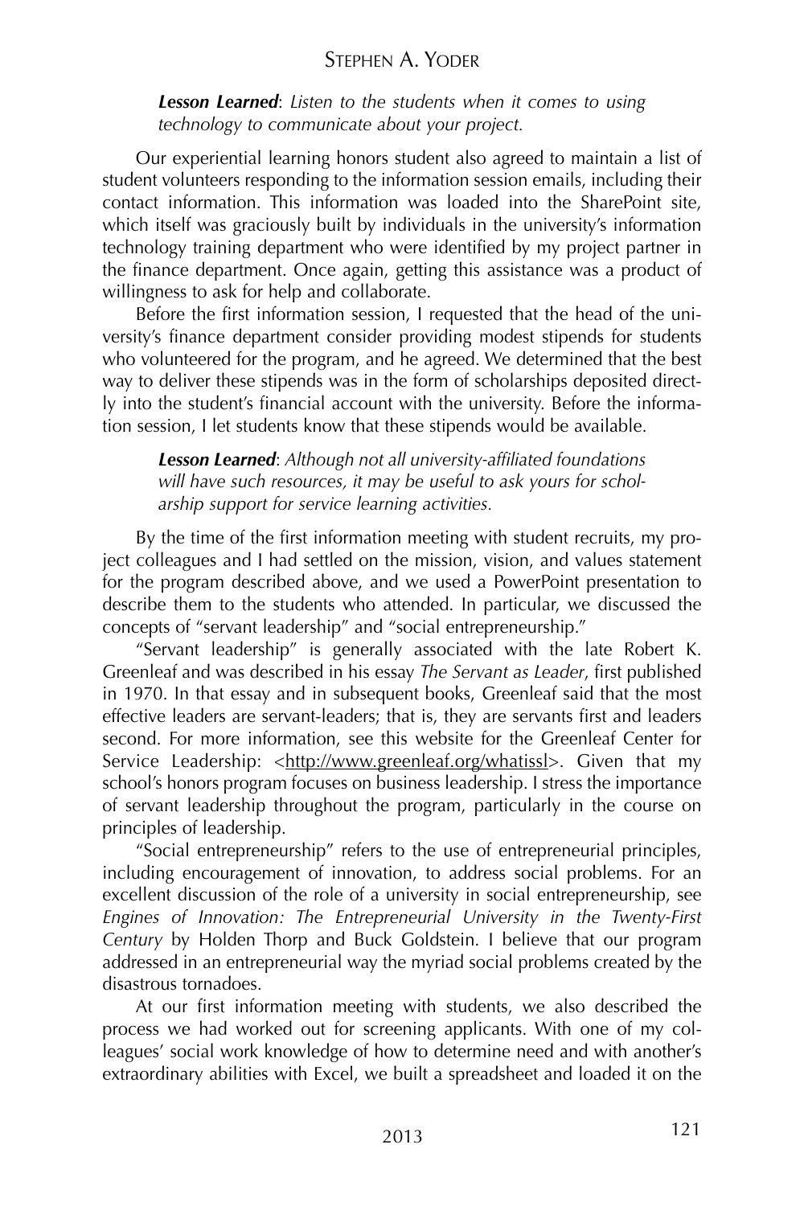***Lesson Learned***: *Listen to the students when it comes to using technology to communicate about your project.*

Our experiential learning honors student also agreed to maintain a list of student volunteers responding to the information session emails, including their contact information. This information was loaded into the SharePoint site, which itself was graciously built by individuals in the university's information technology training department who were identified by my project partner in the finance department. Once again, getting this assistance was a product of willingness to ask for help and collaborate.

Before the first information session, I requested that the head of the university's finance department consider providing modest stipends for students who volunteered for the program, and he agreed. We determined that the best way to deliver these stipends was in the form of scholarships deposited directly into the student's financial account with the university. Before the information session, I let students know that these stipends would be available.

***Lesson Learned***: *Although not all university-affiliated foundations will have such resources, it may be useful to ask yours for scholarship support for service learning activities.*

By the time of the first information meeting with student recruits, my project colleagues and I had settled on the mission, vision, and values statement for the program described above, and we used a PowerPoint presentation to describe them to the students who attended. In particular, we discussed the concepts of "servant leadership" and "social entrepreneurship."

"Servant leadership" is generally associated with the late Robert K. Greenleaf and was described in his essay *The Servant as Leader*, first published in 1970. In that essay and in subsequent books, Greenleaf said that the most effective leaders are servant-leaders; that is, they are servants first and leaders second. For more information, see this website for the Greenleaf Center for Service Leadership: <http://www.greenleaf.org/whatissl>. Given that my school's honors program focuses on business leadership. I stress the importance of servant leadership throughout the program, particularly in the course on principles of leadership.

"Social entrepreneurship" refers to the use of entrepreneurial principles, including encouragement of innovation, to address social problems. For an excellent discussion of the role of a university in social entrepreneurship, see *Engines of Innovation: The Entrepreneurial University in the Twenty-First Century* by Holden Thorp and Buck Goldstein. I believe that our program addressed in an entrepreneurial way the myriad social problems created by the disastrous tornadoes.

At our first information meeting with students, we also described the process we had worked out for screening applicants. With one of my colleagues' social work knowledge of how to determine need and with another's extraordinary abilities with Excel, we built a spreadsheet and loaded it on the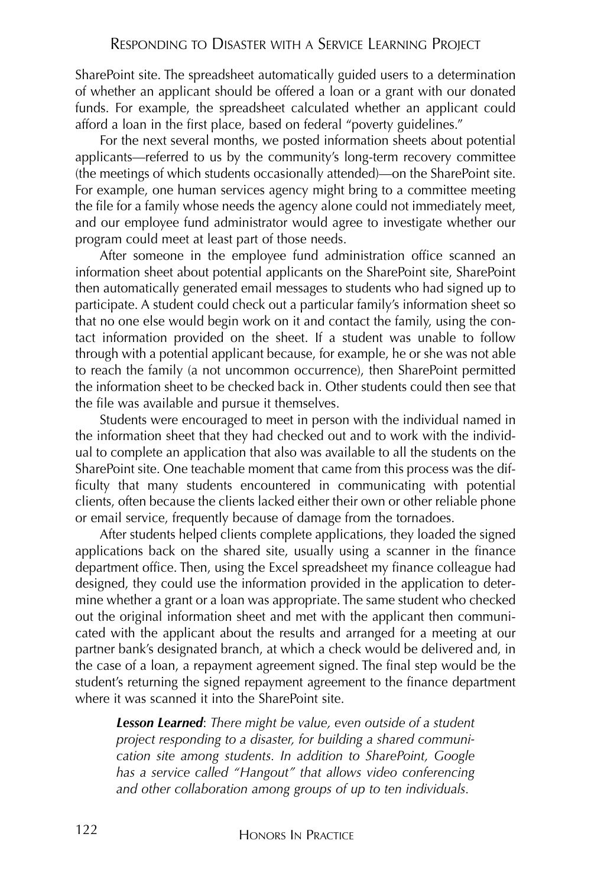SharePoint site. The spreadsheet automatically guided users to a determination of whether an applicant should be offered a loan or a grant with our donated funds. For example, the spreadsheet calculated whether an applicant could afford a loan in the first place, based on federal "poverty guidelines."

For the next several months, we posted information sheets about potential applicants—referred to us by the community's long-term recovery committee (the meetings of which students occasionally attended)—on the SharePoint site. For example, one human services agency might bring to a committee meeting the file for a family whose needs the agency alone could not immediately meet, and our employee fund administrator would agree to investigate whether our program could meet at least part of those needs.

After someone in the employee fund administration office scanned an information sheet about potential applicants on the SharePoint site, SharePoint then automatically generated email messages to students who had signed up to participate. A student could check out a particular family's information sheet so that no one else would begin work on it and contact the family, using the contact information provided on the sheet. If a student was unable to follow through with a potential applicant because, for example, he or she was not able to reach the family (a not uncommon occurrence), then SharePoint permitted the information sheet to be checked back in. Other students could then see that the file was available and pursue it themselves.

Students were encouraged to meet in person with the individual named in the information sheet that they had checked out and to work with the individual to complete an application that also was available to all the students on the SharePoint site. One teachable moment that came from this process was the difficulty that many students encountered in communicating with potential clients, often because the clients lacked either their own or other reliable phone or email service, frequently because of damage from the tornadoes.

After students helped clients complete applications, they loaded the signed applications back on the shared site, usually using a scanner in the finance department office. Then, using the Excel spreadsheet my finance colleague had designed, they could use the information provided in the application to determine whether a grant or a loan was appropriate. The same student who checked out the original information sheet and met with the applicant then communicated with the applicant about the results and arranged for a meeting at our partner bank's designated branch, at which a check would be delivered and, in the case of a loan, a repayment agreement signed. The final step would be the student's returning the signed repayment agreement to the finance department where it was scanned it into the SharePoint site.

> ***Lesson Learned***: *There might be value, even outside of a student project responding to a disaster, for building a shared communication site among students. In addition to SharePoint, Google has a service called "Hangout" that allows video conferencing and other collaboration among groups of up to ten individuals.*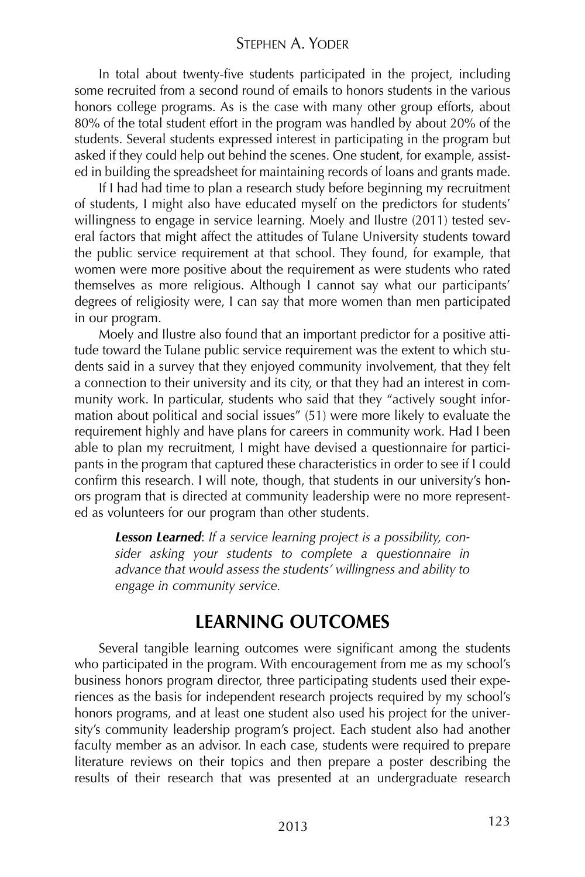In total about twenty-five students participated in the project, including some recruited from a second round of emails to honors students in the various honors college programs. As is the case with many other group efforts, about 80% of the total student effort in the program was handled by about 20% of the students. Several students expressed interest in participating in the program but asked if they could help out behind the scenes. One student, for example, assisted in building the spreadsheet for maintaining records of loans and grants made.

If I had had time to plan a research study before beginning my recruitment of students, I might also have educated myself on the predictors for students' willingness to engage in service learning. Moely and Ilustre (2011) tested several factors that might affect the attitudes of Tulane University students toward the public service requirement at that school. They found, for example, that women were more positive about the requirement as were students who rated themselves as more religious. Although I cannot say what our participants' degrees of religiosity were, I can say that more women than men participated in our program.

Moely and Ilustre also found that an important predictor for a positive attitude toward the Tulane public service requirement was the extent to which students said in a survey that they enjoyed community involvement, that they felt a connection to their university and its city, or that they had an interest in community work. In particular, students who said that they "actively sought information about political and social issues" (51) were more likely to evaluate the requirement highly and have plans for careers in community work. Had I been able to plan my recruitment, I might have devised a questionnaire for participants in the program that captured these characteristics in order to see if I could confirm this research. I will note, though, that students in our university's honors program that is directed at community leadership were no more represented as volunteers for our program than other students.

> ***Lesson Learned***: *If a service learning project is a possibility, consider asking your students to complete a questionnaire in advance that would assess the students' willingness and ability to engage in community service.*

## LEARNING OUTCOMES

Several tangible learning outcomes were significant among the students who participated in the program. With encouragement from me as my school's business honors program director, three participating students used their experiences as the basis for independent research projects required by my school's honors programs, and at least one student also used his project for the university's community leadership program's project. Each student also had another faculty member as an advisor. In each case, students were required to prepare literature reviews on their topics and then prepare a poster describing the results of their research that was presented at an undergraduate research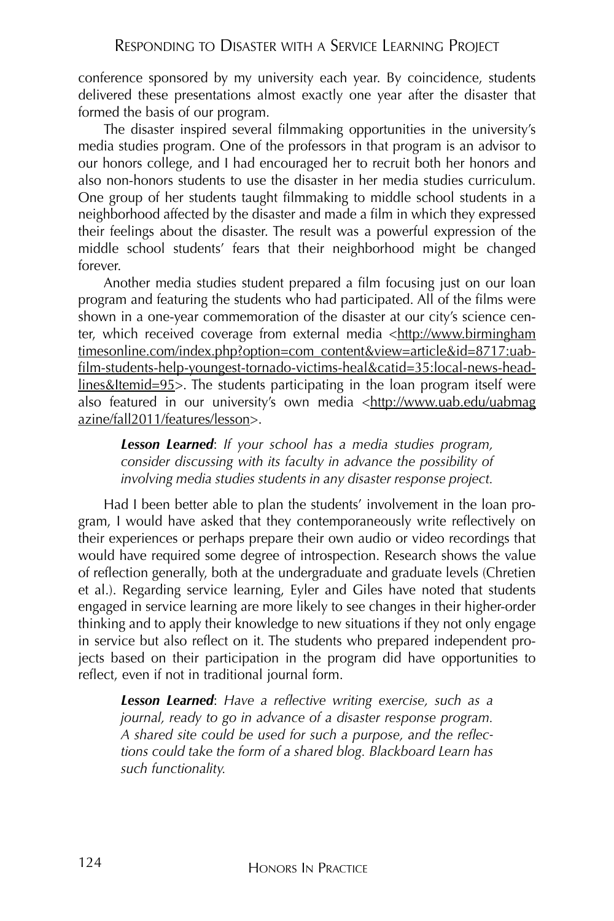conference sponsored by my university each year. By coincidence, students delivered these presentations almost exactly one year after the disaster that formed the basis of our program.

The disaster inspired several filmmaking opportunities in the university's media studies program. One of the professors in that program is an advisor to our honors college, and I had encouraged her to recruit both her honors and also non-honors students to use the disaster in her media studies curriculum. One group of her students taught filmmaking to middle school students in a neighborhood affected by the disaster and made a film in which they expressed their feelings about the disaster. The result was a powerful expression of the middle school students' fears that their neighborhood might be changed forever.

Another media studies student prepared a film focusing just on our loan program and featuring the students who had participated. All of the films were shown in a one-year commemoration of the disaster at our city's science center, which received coverage from external media <http://www.birminghamtimesonline.com/index.php?option=com_content&view=article&id=8717:uab-film-students-help-youngest-tornado-victims-heal&catid=35:local-news-headlines&Itemid=95>. The students participating in the loan program itself were also featured in our university's own media <http://www.uab.edu/uabmagazine/fall2011/features/lesson>.

> ***Lesson Learned***: *If your school has a media studies program, consider discussing with its faculty in advance the possibility of involving media studies students in any disaster response project.*

Had I been better able to plan the students' involvement in the loan program, I would have asked that they contemporaneously write reflectively on their experiences or perhaps prepare their own audio or video recordings that would have required some degree of introspection. Research shows the value of reflection generally, both at the undergraduate and graduate levels (Chretien et al.). Regarding service learning, Eyler and Giles have noted that students engaged in service learning are more likely to see changes in their higher-order thinking and to apply their knowledge to new situations if they not only engage in service but also reflect on it. The students who prepared independent projects based on their participation in the program did have opportunities to reflect, even if not in traditional journal form.

> ***Lesson Learned***: *Have a reflective writing exercise, such as a journal, ready to go in advance of a disaster response program. A shared site could be used for such a purpose, and the reflections could take the form of a shared blog. Blackboard Learn has such functionality.*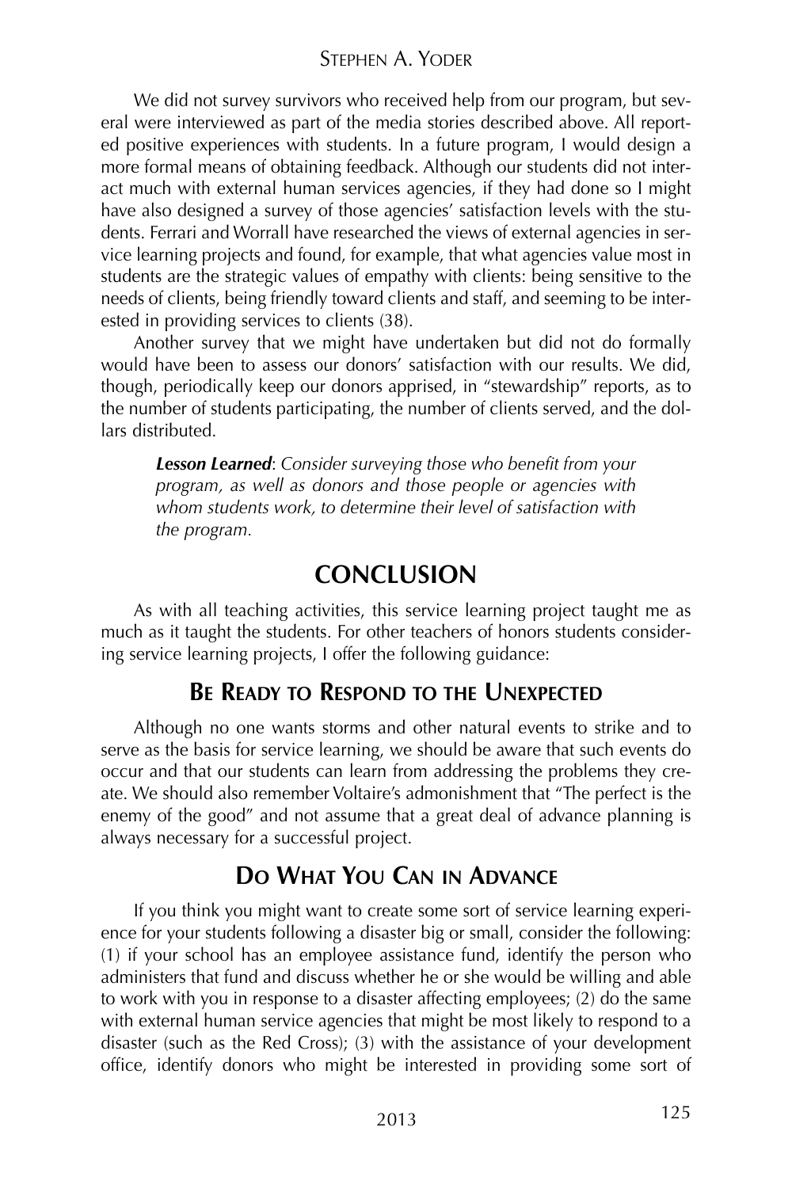We did not survey survivors who received help from our program, but several were interviewed as part of the media stories described above. All reported positive experiences with students. In a future program, I would design a more formal means of obtaining feedback. Although our students did not interact much with external human services agencies, if they had done so I might have also designed a survey of those agencies' satisfaction levels with the students. Ferrari and Worrall have researched the views of external agencies in service learning projects and found, for example, that what agencies value most in students are the strategic values of empathy with clients: being sensitive to the needs of clients, being friendly toward clients and staff, and seeming to be interested in providing services to clients (38).

Another survey that we might have undertaken but did not do formally would have been to assess our donors' satisfaction with our results. We did, though, periodically keep our donors apprised, in "stewardship" reports, as to the number of students participating, the number of clients served, and the dollars distributed.

> ***Lesson Learned***: *Consider surveying those who benefit from your program, as well as donors and those people or agencies with whom students work, to determine their level of satisfaction with the program.*

## CONCLUSION

As with all teaching activities, this service learning project taught me as much as it taught the students. For other teachers of honors students considering service learning projects, I offer the following guidance:

### Be Ready to Respond to the Unexpected

Although no one wants storms and other natural events to strike and to serve as the basis for service learning, we should be aware that such events do occur and that our students can learn from addressing the problems they create. We should also remember Voltaire's admonishment that "The perfect is the enemy of the good" and not assume that a great deal of advance planning is always necessary for a successful project.

### Do What You Can in Advance

If you think you might want to create some sort of service learning experience for your students following a disaster big or small, consider the following: (1) if your school has an employee assistance fund, identify the person who administers that fund and discuss whether he or she would be willing and able to work with you in response to a disaster affecting employees; (2) do the same with external human service agencies that might be most likely to respond to a disaster (such as the Red Cross); (3) with the assistance of your development office, identify donors who might be interested in providing some sort of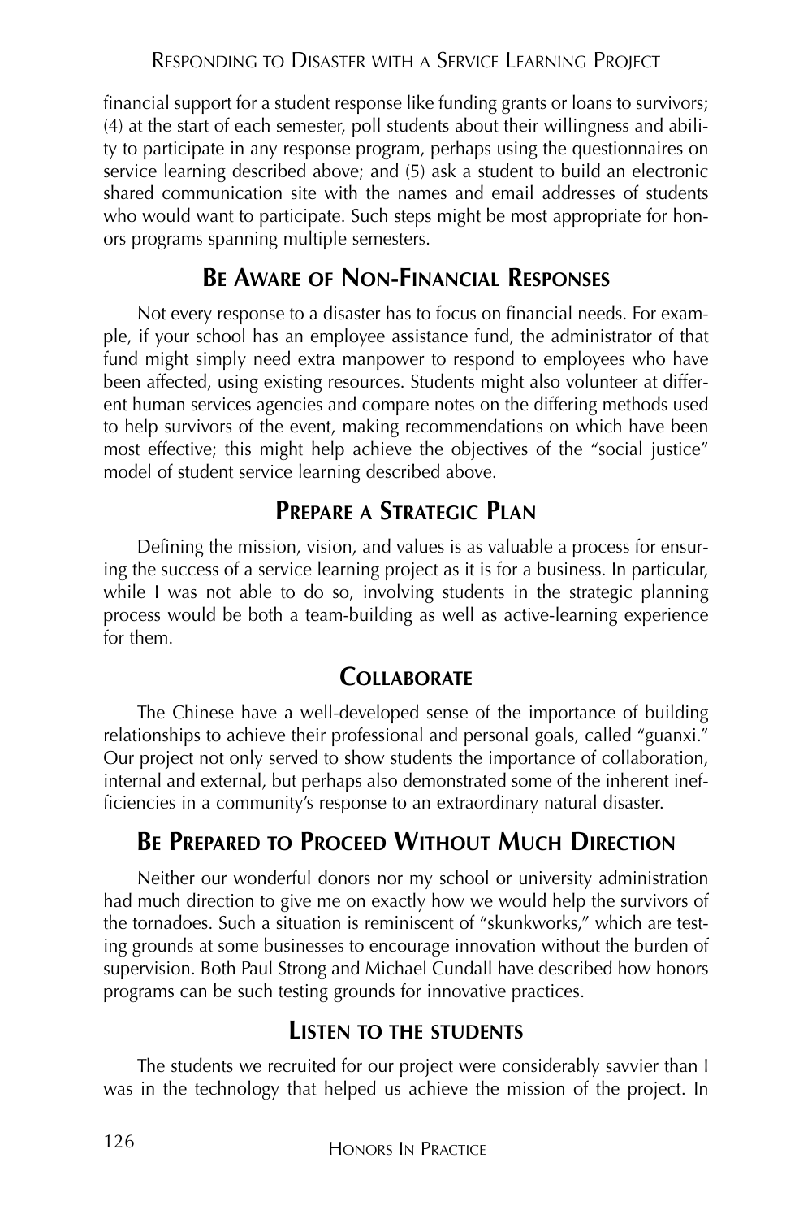financial support for a student response like funding grants or loans to survivors; (4) at the start of each semester, poll students about their willingness and ability to participate in any response program, perhaps using the questionnaires on service learning described above; and (5) ask a student to build an electronic shared communication site with the names and email addresses of students who would want to participate. Such steps might be most appropriate for honors programs spanning multiple semesters.

## Be Aware of Non-Financial Responses

Not every response to a disaster has to focus on financial needs. For example, if your school has an employee assistance fund, the administrator of that fund might simply need extra manpower to respond to employees who have been affected, using existing resources. Students might also volunteer at different human services agencies and compare notes on the differing methods used to help survivors of the event, making recommendations on which have been most effective; this might help achieve the objectives of the "social justice" model of student service learning described above.

## Prepare a Strategic Plan

Defining the mission, vision, and values is as valuable a process for ensuring the success of a service learning project as it is for a business. In particular, while I was not able to do so, involving students in the strategic planning process would be both a team-building as well as active-learning experience for them.

## Collaborate

The Chinese have a well-developed sense of the importance of building relationships to achieve their professional and personal goals, called "guanxi." Our project not only served to show students the importance of collaboration, internal and external, but perhaps also demonstrated some of the inherent inefficiencies in a community's response to an extraordinary natural disaster.

## Be Prepared to Proceed Without Much Direction

Neither our wonderful donors nor my school or university administration had much direction to give me on exactly how we would help the survivors of the tornadoes. Such a situation is reminiscent of "skunkworks," which are testing grounds at some businesses to encourage innovation without the burden of supervision. Both Paul Strong and Michael Cundall have described how honors programs can be such testing grounds for innovative practices.

## Listen to the Students

The students we recruited for our project were considerably savvier than I was in the technology that helped us achieve the mission of the project. In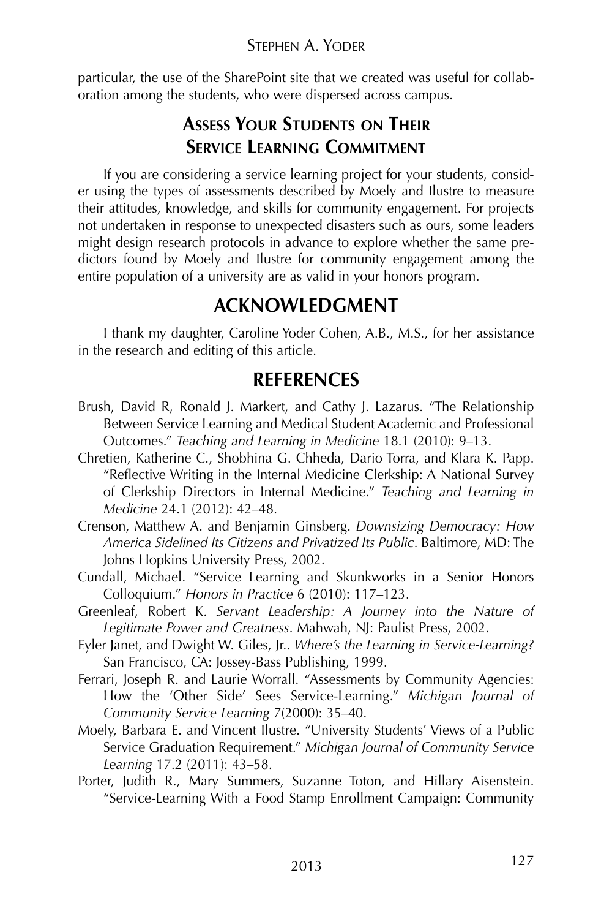particular, the use of the SharePoint site that we created was useful for collaboration among the students, who were dispersed across campus.

### Assess Your Students on Their Service Learning Commitment

If you are considering a service learning project for your students, consider using the types of assessments described by Moely and Ilustre to measure their attitudes, knowledge, and skills for community engagement. For projects not undertaken in response to unexpected disasters such as ours, some leaders might design research protocols in advance to explore whether the same predictors found by Moely and Ilustre for community engagement among the entire population of a university are as valid in your honors program.

## ACKNOWLEDGMENT

I thank my daughter, Caroline Yoder Cohen, A.B., M.S., for her assistance in the research and editing of this article.

## REFERENCES

Brush, David R, Ronald J. Markert, and Cathy J. Lazarus. "The Relationship Between Service Learning and Medical Student Academic and Professional Outcomes." *Teaching and Learning in Medicine* 18.1 (2010): 9–13.

Chretien, Katherine C., Shobhina G. Chheda, Dario Torra, and Klara K. Papp. "Reflective Writing in the Internal Medicine Clerkship: A National Survey of Clerkship Directors in Internal Medicine." *Teaching and Learning in Medicine* 24.1 (2012): 42–48.

Crenson, Matthew A. and Benjamin Ginsberg. *Downsizing Democracy: How America Sidelined Its Citizens and Privatized Its Public*. Baltimore, MD: The Johns Hopkins University Press, 2002.

Cundall, Michael. "Service Learning and Skunkworks in a Senior Honors Colloquium." *Honors in Practice* 6 (2010): 117–123.

Greenleaf, Robert K. *Servant Leadership: A Journey into the Nature of Legitimate Power and Greatness*. Mahwah, NJ: Paulist Press, 2002.

Eyler Janet, and Dwight W. Giles, Jr.. *Where's the Learning in Service-Learning?* San Francisco, CA: Jossey-Bass Publishing, 1999.

Ferrari, Joseph R. and Laurie Worrall. "Assessments by Community Agencies: How the 'Other Side' Sees Service-Learning." *Michigan Journal of Community Service Learning* 7(2000): 35–40.

Moely, Barbara E. and Vincent Ilustre. "University Students' Views of a Public Service Graduation Requirement." *Michigan Journal of Community Service Learning* 17.2 (2011): 43–58.

Porter, Judith R., Mary Summers, Suzanne Toton, and Hillary Aisenstein. "Service-Learning With a Food Stamp Enrollment Campaign: Community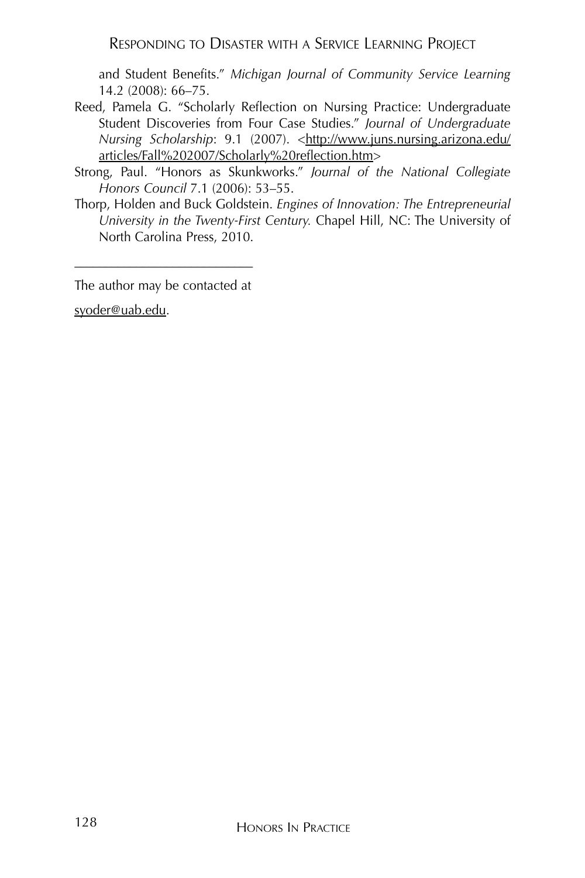and Student Benefits." *Michigan Journal of Community Service Learning* 14.2 (2008): 66–75.

Reed, Pamela G. "Scholarly Reflection on Nursing Practice: Undergraduate Student Discoveries from Four Case Studies." *Journal of Undergraduate Nursing Scholarship*: 9.1 (2007). <http://www.juns.nursing.arizona.edu/articles/Fall%202007/Scholarly%20reflection.htm>

Strong, Paul. "Honors as Skunkworks." *Journal of the National Collegiate Honors Council* 7.1 (2006): 53–55.

Thorp, Holden and Buck Goldstein. *Engines of Innovation: The Entrepreneurial University in the Twenty-First Century.* Chapel Hill, NC: The University of North Carolina Press, 2010.

---

The author may be contacted at

syoder@uab.edu.